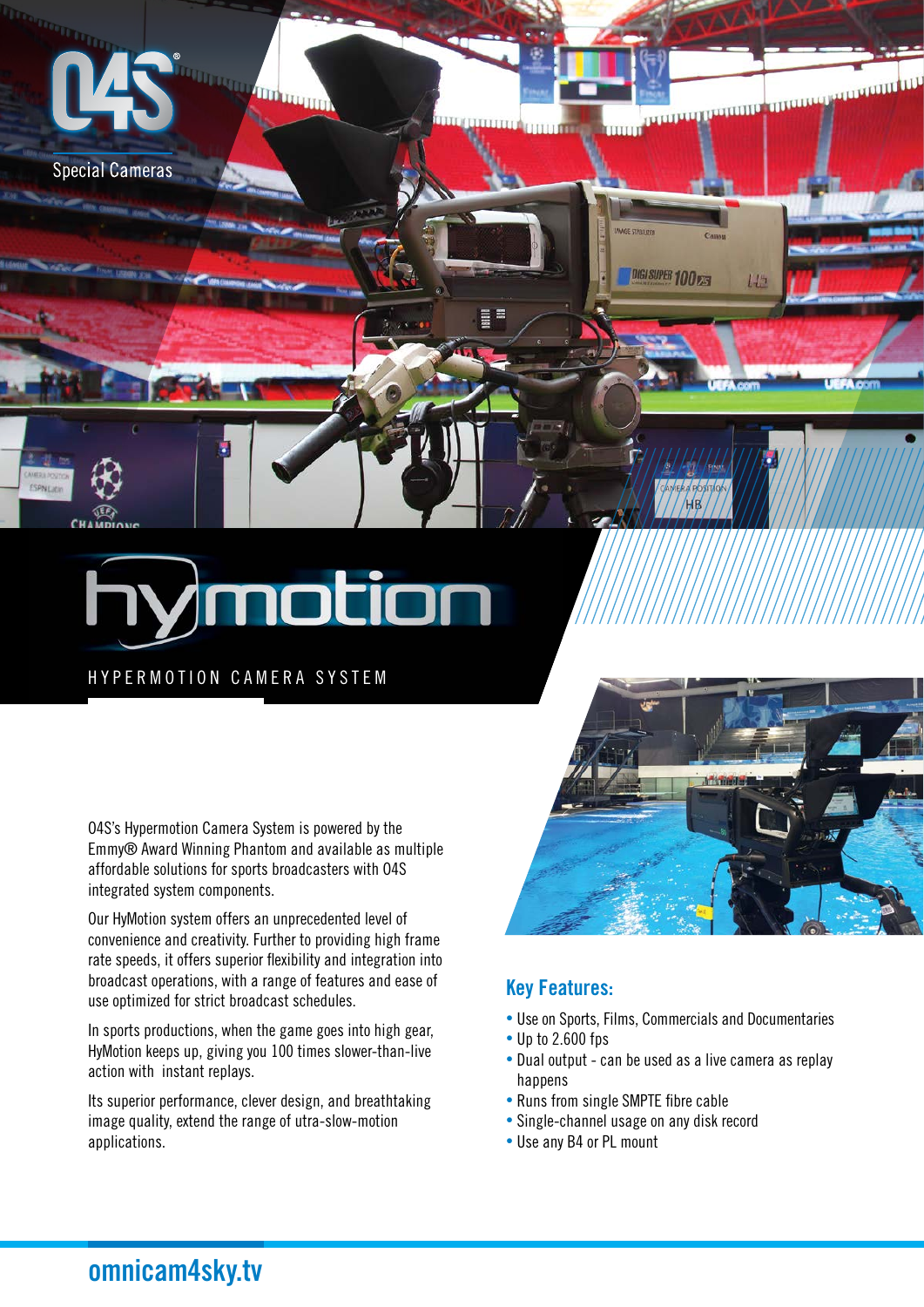O4S

Special Cameras

# hymotion

HYPERMOTION CAMERA SYSTEM

04S's Hypermotion Camera System is powered by the Emmy® Award Winning Phantom and available as multiple affordable solutions for sports broadcasters with 04S integrated system components.

Our HyMotion system offers an unprecedented level of convenience and creativity. Further to providing high frame rate speeds, it offers superior flexibility and integration into broadcast operations, with a range of features and ease of use optimized for strict broadcast schedules.

In sports productions, when the game goes into high gear, HyMotion keeps up, giving you 100 times slower-than-live action with instant replays.

Its superior performance, clever design, and breathtaking image quality, extend the range of utra-slow-motion applications.

## Key Features:

- Use on Sports, Films, Commercials and Documentaries
- Up to 2.600 fps
- Dual output - can be used as a live camera as replay happens
- Runs from single SMPTE fibre cable
- Single-channel usage on any disk record
- Use any B4 or PL mount

omnicam4sky.tv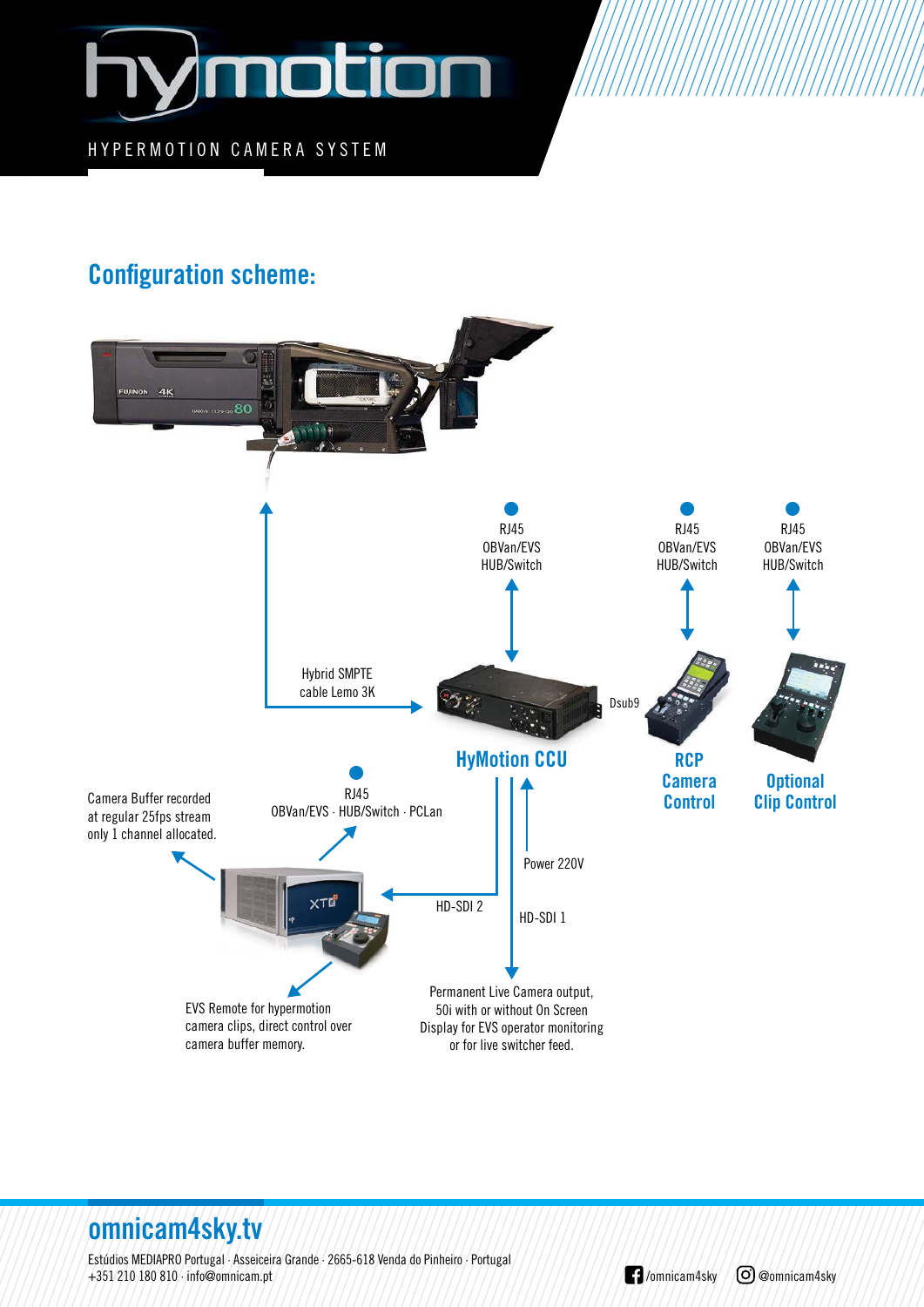# hymotion

HYPERMOTION CAMERA SYSTEM

## Configuration scheme:

RJ45
OBVan/EVS
HUB/Switch

RJ45
OBVan/EVS
HUB/Switch

RJ45
OBVan/EVS
HUB/Switch

Hybrid SMPTE
cable Lemo 3K

Dsub9

HyMotion CCU

RCP
Camera
Control

Optional
Clip Control

Camera Buffer recorded
at regular 25fps stream
only 1 channel allocated.

RJ45
OBVan/EVS · HUB/Switch · PCLan

Power 220V

HD-SDI 2

HD-SDI 1

EVS Remote for hypermotion
camera clips, direct control over
camera buffer memory.

Permanent Live Camera output,
50i with or without On Screen
Display for EVS operator monitoring
or for live switcher feed.

**omnicam4sky.tv**

Estúdios MEDIAPRO Portugal · Asseiceira Grande · 2665-618 Venda do Pinheiro · Portugal
+351 210 180 810 · info@omnicam.pt

/omnicam4sky @omnicam4sky